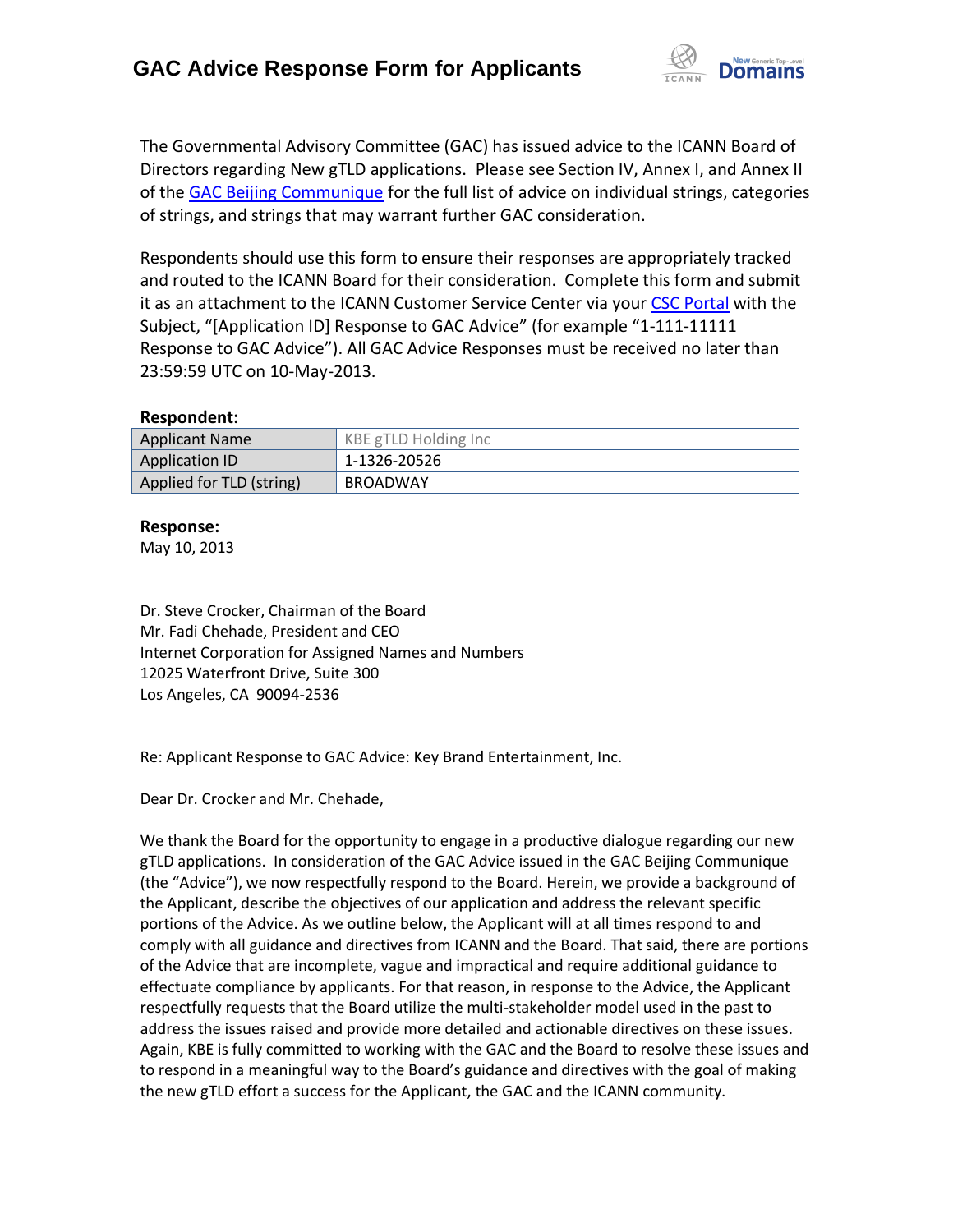# GAC Advice Response Form for Applicants

The Governmental Advisory Committee (GAC) has issued advice to the ICANN Board of Directors regarding New gTLD applications. Please see Section IV, Annex I, and Annex II of the GAC Beijing Communique for the full list of advice on individual strings, categories of strings, and strings that may warrant further GAC consideration.

Respondents should use this form to ensure their responses are appropriately tracked and routed to the ICANN Board for their consideration. Complete this form and submit it as an attachment to the ICANN Customer Service Center via your CSC Portal with the Subject, "[Application ID] Response to GAC Advice" (for example "1-111-11111 Response to GAC Advice"). All GAC Advice Responses must be received no later than 23:59:59 UTC on 10-May-2013.

**Respondent:**

| Applicant Name | KBE gTLD Holding Inc |
|---|---|
| Application ID | 1-1326-20526 |
| Applied for TLD (string) | BROADWAY |

**Response:**

May 10, 2013

Dr. Steve Crocker, Chairman of the Board
Mr. Fadi Chehade, President and CEO
Internet Corporation for Assigned Names and Numbers
12025 Waterfront Drive, Suite 300
Los Angeles, CA 90094-2536

Re: Applicant Response to GAC Advice: Key Brand Entertainment, Inc.

Dear Dr. Crocker and Mr. Chehade,

We thank the Board for the opportunity to engage in a productive dialogue regarding our new gTLD applications. In consideration of the GAC Advice issued in the GAC Beijing Communique (the "Advice"), we now respectfully respond to the Board. Herein, we provide a background of the Applicant, describe the objectives of our application and address the relevant specific portions of the Advice. As we outline below, the Applicant will at all times respond to and comply with all guidance and directives from ICANN and the Board. That said, there are portions of the Advice that are incomplete, vague and impractical and require additional guidance to effectuate compliance by applicants. For that reason, in response to the Advice, the Applicant respectfully requests that the Board utilize the multi-stakeholder model used in the past to address the issues raised and provide more detailed and actionable directives on these issues. Again, KBE is fully committed to working with the GAC and the Board to resolve these issues and to respond in a meaningful way to the Board's guidance and directives with the goal of making the new gTLD effort a success for the Applicant, the GAC and the ICANN community.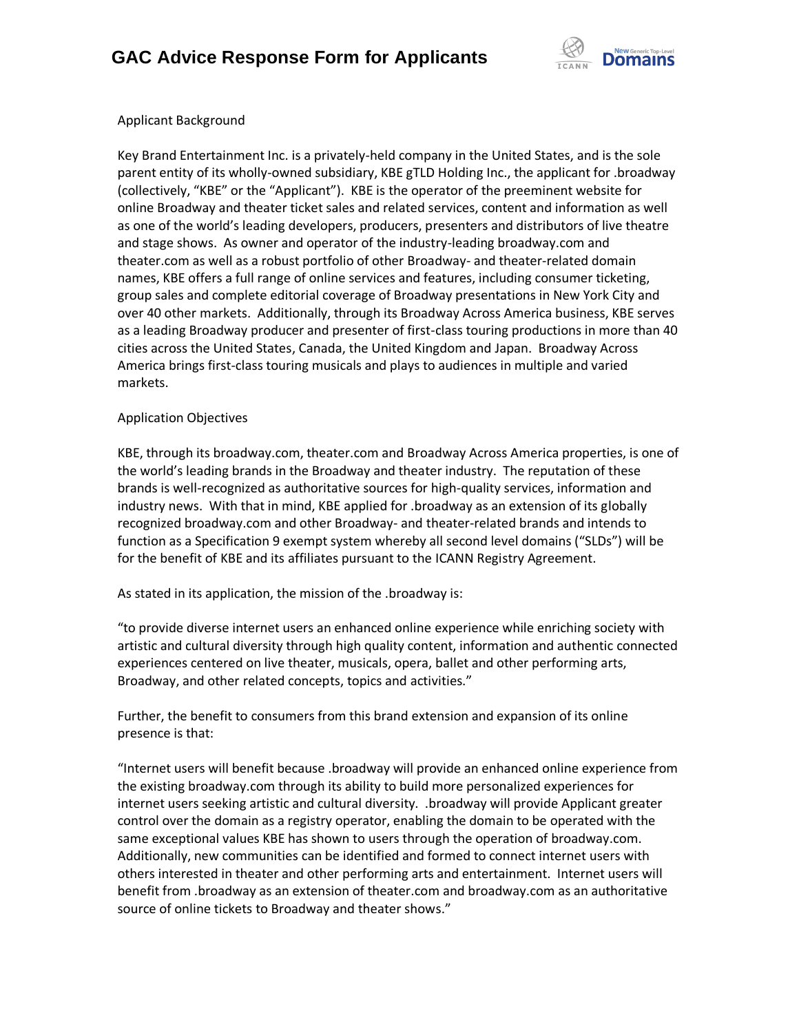Applicant Background

Key Brand Entertainment Inc. is a privately-held company in the United States, and is the sole parent entity of its wholly-owned subsidiary, KBE gTLD Holding Inc., the applicant for .broadway (collectively, "KBE" or the "Applicant"). KBE is the operator of the preeminent website for online Broadway and theater ticket sales and related services, content and information as well as one of the world's leading developers, producers, presenters and distributors of live theatre and stage shows. As owner and operator of the industry-leading broadway.com and theater.com as well as a robust portfolio of other Broadway- and theater-related domain names, KBE offers a full range of online services and features, including consumer ticketing, group sales and complete editorial coverage of Broadway presentations in New York City and over 40 other markets. Additionally, through its Broadway Across America business, KBE serves as a leading Broadway producer and presenter of first-class touring productions in more than 40 cities across the United States, Canada, the United Kingdom and Japan. Broadway Across America brings first-class touring musicals and plays to audiences in multiple and varied markets.

Application Objectives

KBE, through its broadway.com, theater.com and Broadway Across America properties, is one of the world's leading brands in the Broadway and theater industry. The reputation of these brands is well-recognized as authoritative sources for high-quality services, information and industry news. With that in mind, KBE applied for .broadway as an extension of its globally recognized broadway.com and other Broadway- and theater-related brands and intends to function as a Specification 9 exempt system whereby all second level domains ("SLDs") will be for the benefit of KBE and its affiliates pursuant to the ICANN Registry Agreement.

As stated in its application, the mission of the .broadway is:

"to provide diverse internet users an enhanced online experience while enriching society with artistic and cultural diversity through high quality content, information and authentic connected experiences centered on live theater, musicals, opera, ballet and other performing arts, Broadway, and other related concepts, topics and activities."

Further, the benefit to consumers from this brand extension and expansion of its online presence is that:

"Internet users will benefit because .broadway will provide an enhanced online experience from the existing broadway.com through its ability to build more personalized experiences for internet users seeking artistic and cultural diversity. .broadway will provide Applicant greater control over the domain as a registry operator, enabling the domain to be operated with the same exceptional values KBE has shown to users through the operation of broadway.com. Additionally, new communities can be identified and formed to connect internet users with others interested in theater and other performing arts and entertainment. Internet users will benefit from .broadway as an extension of theater.com and broadway.com as an authoritative source of online tickets to Broadway and theater shows."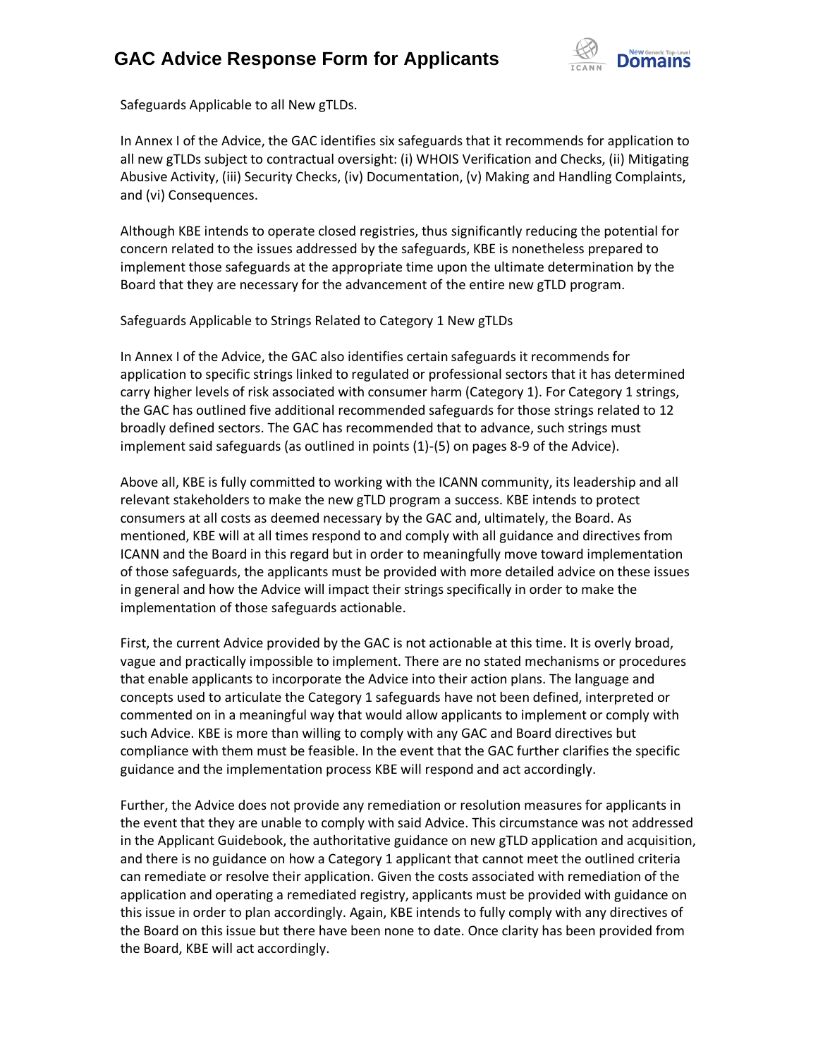Safeguards Applicable to all New gTLDs.

In Annex I of the Advice, the GAC identifies six safeguards that it recommends for application to all new gTLDs subject to contractual oversight: (i) WHOIS Verification and Checks, (ii) Mitigating Abusive Activity, (iii) Security Checks, (iv) Documentation, (v) Making and Handling Complaints, and (vi) Consequences.

Although KBE intends to operate closed registries, thus significantly reducing the potential for concern related to the issues addressed by the safeguards, KBE is nonetheless prepared to implement those safeguards at the appropriate time upon the ultimate determination by the Board that they are necessary for the advancement of the entire new gTLD program.

Safeguards Applicable to Strings Related to Category 1 New gTLDs

In Annex I of the Advice, the GAC also identifies certain safeguards it recommends for application to specific strings linked to regulated or professional sectors that it has determined carry higher levels of risk associated with consumer harm (Category 1). For Category 1 strings, the GAC has outlined five additional recommended safeguards for those strings related to 12 broadly defined sectors. The GAC has recommended that to advance, such strings must implement said safeguards (as outlined in points (1)-(5) on pages 8-9 of the Advice).

Above all, KBE is fully committed to working with the ICANN community, its leadership and all relevant stakeholders to make the new gTLD program a success. KBE intends to protect consumers at all costs as deemed necessary by the GAC and, ultimately, the Board. As mentioned, KBE will at all times respond to and comply with all guidance and directives from ICANN and the Board in this regard but in order to meaningfully move toward implementation of those safeguards, the applicants must be provided with more detailed advice on these issues in general and how the Advice will impact their strings specifically in order to make the implementation of those safeguards actionable.

First, the current Advice provided by the GAC is not actionable at this time. It is overly broad, vague and practically impossible to implement. There are no stated mechanisms or procedures that enable applicants to incorporate the Advice into their action plans. The language and concepts used to articulate the Category 1 safeguards have not been defined, interpreted or commented on in a meaningful way that would allow applicants to implement or comply with such Advice. KBE is more than willing to comply with any GAC and Board directives but compliance with them must be feasible. In the event that the GAC further clarifies the specific guidance and the implementation process KBE will respond and act accordingly.

Further, the Advice does not provide any remediation or resolution measures for applicants in the event that they are unable to comply with said Advice. This circumstance was not addressed in the Applicant Guidebook, the authoritative guidance on new gTLD application and acquisition, and there is no guidance on how a Category 1 applicant that cannot meet the outlined criteria can remediate or resolve their application. Given the costs associated with remediation of the application and operating a remediated registry, applicants must be provided with guidance on this issue in order to plan accordingly. Again, KBE intends to fully comply with any directives of the Board on this issue but there have been none to date. Once clarity has been provided from the Board, KBE will act accordingly.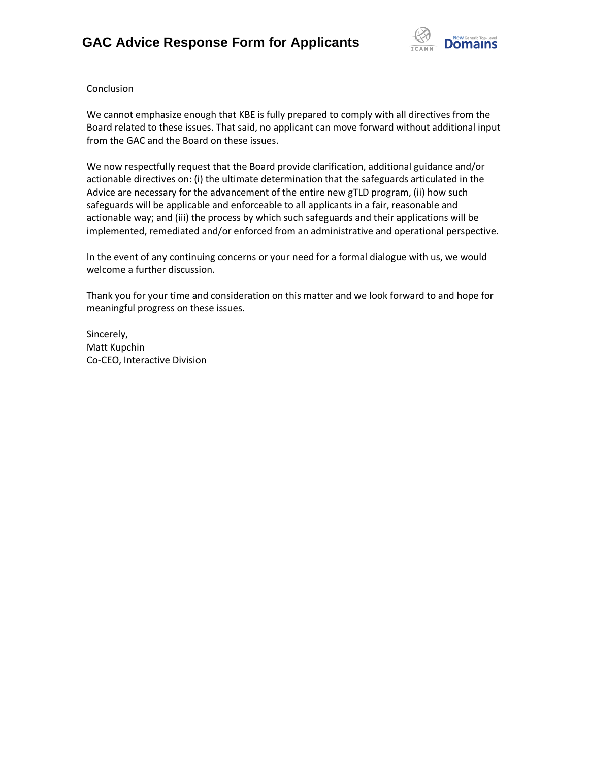Conclusion

We cannot emphasize enough that KBE is fully prepared to comply with all directives from the Board related to these issues. That said, no applicant can move forward without additional input from the GAC and the Board on these issues.

We now respectfully request that the Board provide clarification, additional guidance and/or actionable directives on: (i) the ultimate determination that the safeguards articulated in the Advice are necessary for the advancement of the entire new gTLD program, (ii) how such safeguards will be applicable and enforceable to all applicants in a fair, reasonable and actionable way; and (iii) the process by which such safeguards and their applications will be implemented, remediated and/or enforced from an administrative and operational perspective.

In the event of any continuing concerns or your need for a formal dialogue with us, we would welcome a further discussion.

Thank you for your time and consideration on this matter and we look forward to and hope for meaningful progress on these issues.

Sincerely,
Matt Kupchin
Co-CEO, Interactive Division